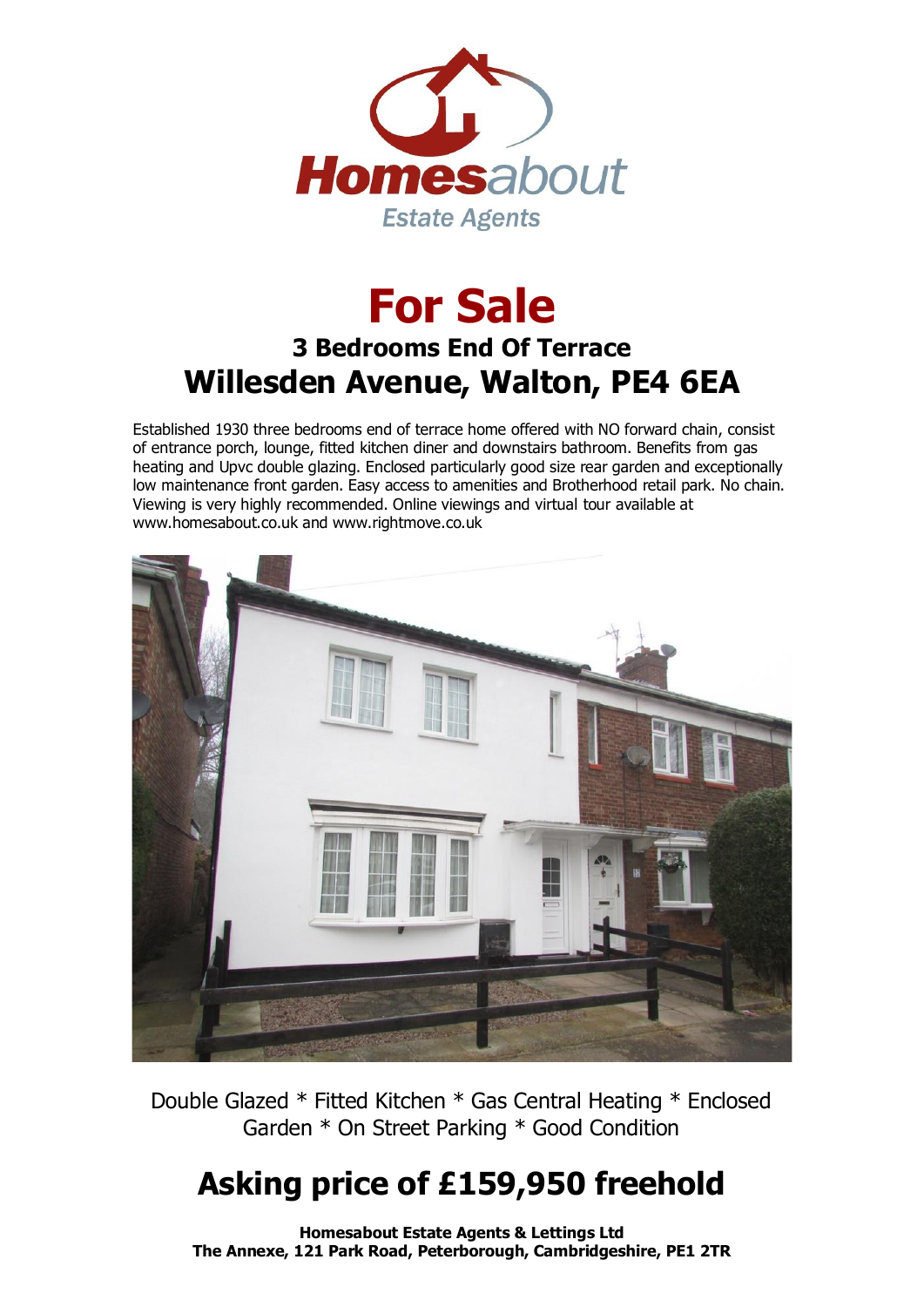Homesabout Estate Agents

# For Sale

## 3 Bedrooms End Of Terrace

## Willesden Avenue, Walton, PE4 6EA

Established 1930 three bedrooms end of terrace home offered with NO forward chain, consist of entrance porch, lounge, fitted kitchen diner and downstairs bathroom. Benefits from gas heating and Upvc double glazing. Enclosed particularly good size rear garden and exceptionally low maintenance front garden. Easy access to amenities and Brotherhood retail park. No chain. Viewing is very highly recommended. Online viewings and virtual tour available at www.homesabout.co.uk and www.rightmove.co.uk

Double Glazed * Fitted Kitchen * Gas Central Heating * Enclosed Garden * On Street Parking * Good Condition

## Asking price of £159,950 freehold

**Homesabout Estate Agents & Lettings Ltd**
**The Annexe, 121 Park Road, Peterborough, Cambridgeshire, PE1 2TR**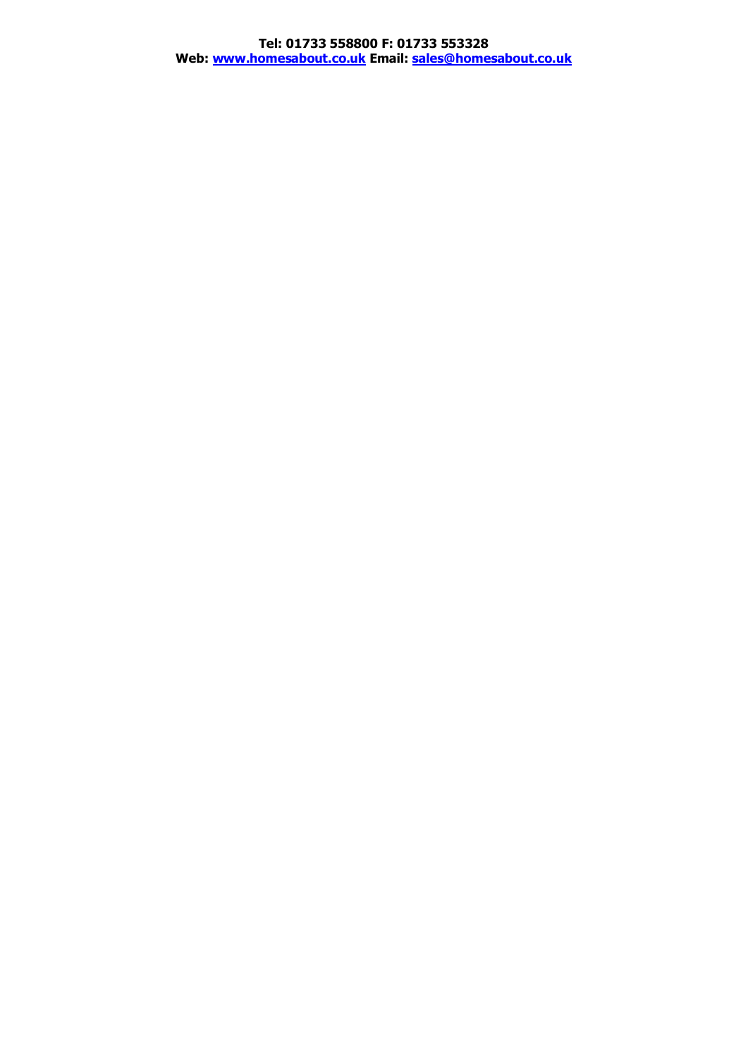**Tel: 01733 558800 F: 01733 553328**
**Web: www.homesabout.co.uk Email: sales@homesabout.co.uk**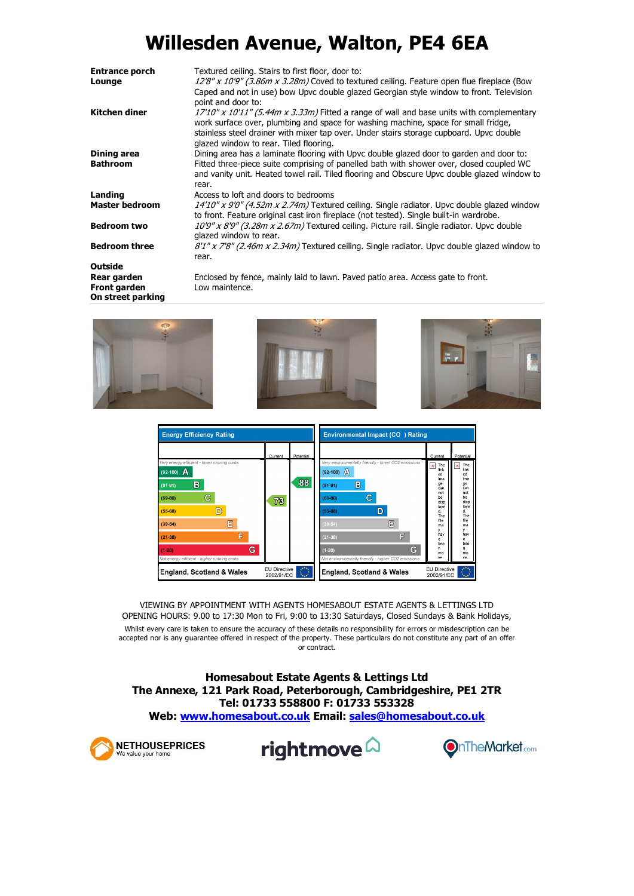# Willesden Avenue, Walton, PE4 6EA

| | |
|---|---|
| **Entrance porch** | Textured ceiling. Stairs to first floor, door to: |
| **Lounge** | *12'8" x 10'9" (3.86m x 3.28m)* Coved to textured ceiling. Feature open flue fireplace (Bow Caped and not in use) bow Upvc double glazed Georgian style window to front. Television point and door to: |
| **Kitchen diner** | *17'10" x 10'11" (5.44m x 3.33m)* Fitted a range of wall and base units with complementary work surface over, plumbing and space for washing machine, space for small fridge, stainless steel drainer with mixer tap over. Under stairs storage cupboard. Upvc double glazed window to rear. Tiled flooring. |
| **Dining area** | Dining area has a laminate flooring with Upvc double glazed door to garden and door to: |
| **Bathroom** | Fitted three-piece suite comprising of panelled bath with shower over, closed coupled WC and vanity unit. Heated towel rail. Tiled flooring and Obscure Upvc double glazed window to rear. |
| **Landing** | Access to loft and doors to bedrooms |
| **Master bedroom** | *14'10" x 9'0" (4.52m x 2.74m)* Textured ceiling. Single radiator. Upvc double glazed window to front. Feature original cast iron fireplace (not tested). Single built-in wardrobe. |
| **Bedroom two** | *10'9" x 8'9" (3.28m x 2.67m)* Textured ceiling. Picture rail. Single radiator. Upvc double glazed window to rear. |
| **Bedroom three** | *8'1" x 7'8" (2.46m x 2.34m)* Textured ceiling. Single radiator. Upvc double glazed window to rear. |
| **Outside** | |
| **Rear garden** | Enclosed by fence, mainly laid to lawn. Paved patio area. Access gate to front. |
| **Front garden** | Low maintence. |
| **On street parking** | |

**Energy Efficiency Rating**

| | Current | Potential |
|---|---|---|
| Very energy efficient - lower running costs | | |
| (92-100) A | | |
| (81-91) B | | 88 |
| (69-80) C | 73 | |
| (55-68) D | | |
| (39-54) E | | |
| (21-38) F | | |
| (1-20) G | | |
| Not energy efficient - higher running costs | | |
| England, Scotland & Wales | EU Directive 2002/91/EC | |

**Environmental Impact ($CO_2$) Rating**

| | Current | Potential |
|---|---|---|
| Very environmentally friendly - lower CO2 emissions | | |
| (92-100) A | | |
| (81-91) B | | |
| (69-80) C | | |
| (55-68) D | | |
| (39-54) E | | |
| (21-38) F | | |
| (1-20) G | | |
| Not environmentally friendly - higher CO2 emissions | | |
| England, Scotland & Wales | EU Directive 2002/91/EC | |

VIEWING BY APPOINTMENT WITH AGENTS HOMESABOUT ESTATE AGENTS & LETTINGS LTD
OPENING HOURS: 9.00 to 17:30 Mon to Fri, 9:00 to 13:30 Saturdays, Closed Sundays & Bank Holidays,

Whilst every care is taken to ensure the accuracy of these details no responsibility for errors or misdescription can be accepted nor is any guarantee offered in respect of the property. These particulars do not constitute any part of an offer or contract.

**Homesabout Estate Agents & Lettings Ltd**
**The Annexe, 121 Park Road, Peterborough, Cambridgeshire, PE1 2TR**
**Tel: 01733 558800 F: 01733 553328**
**Web: www.homesabout.co.uk Email: sales@homesabout.co.uk**

NETHOUSEPRICES We value your home | rightmove | OnTheMarket.com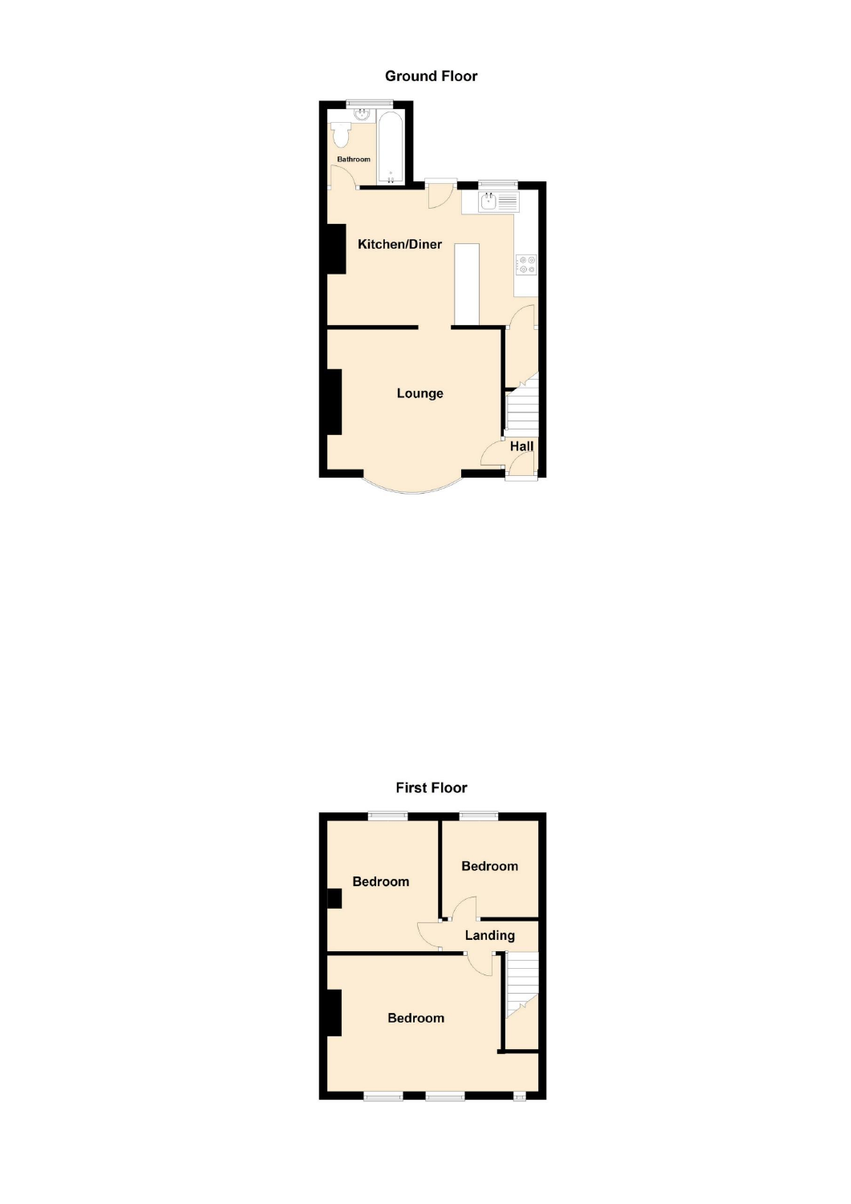## Ground Floor

Bathroom

Kitchen/Diner

Lounge

Hall

## First Floor

Bedroom

Bedroom

Landing

Bedroom